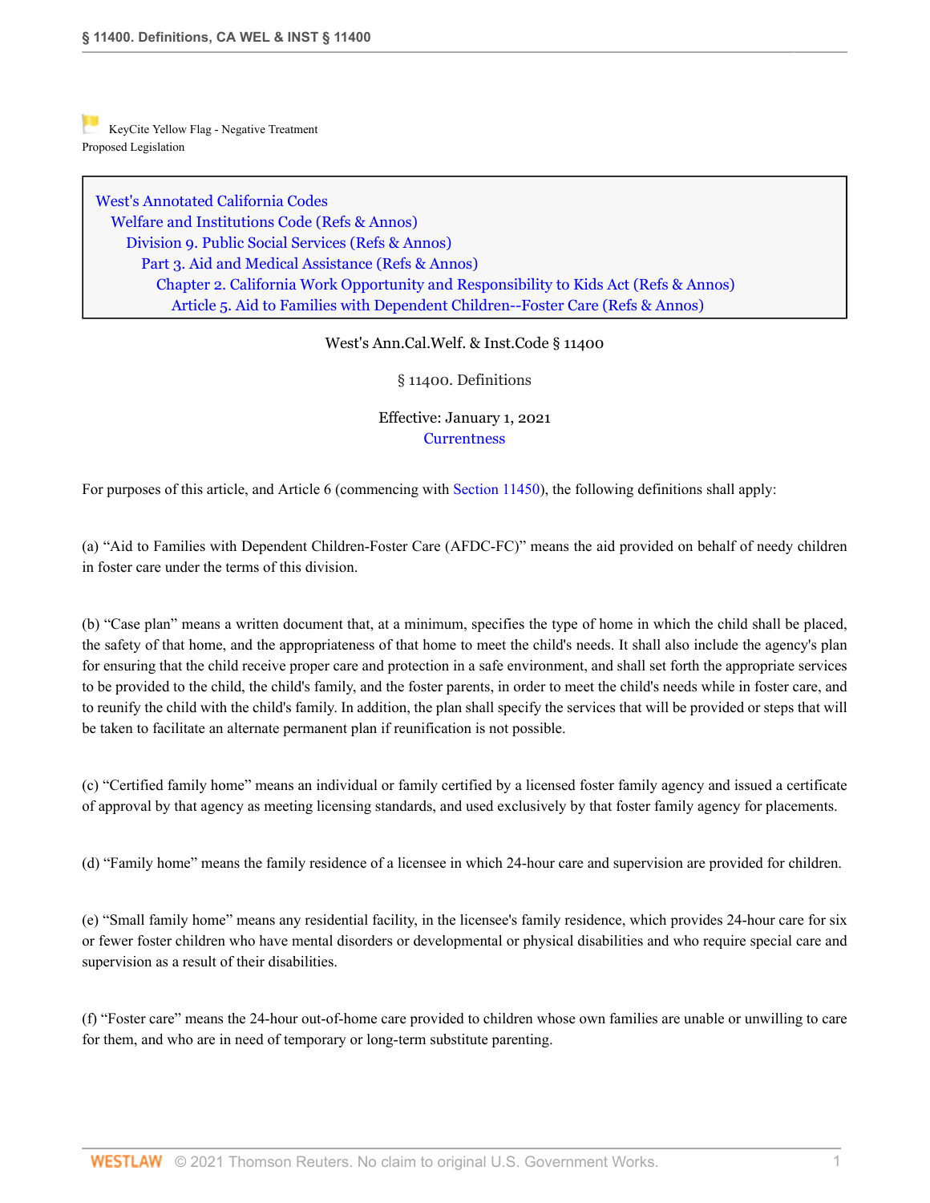KeyCite Yellow Flag - Negative Treatment
Proposed Legislation

West's Annotated California Codes
Welfare and Institutions Code (Refs & Annos)
Division 9. Public Social Services (Refs & Annos)
Part 3. Aid and Medical Assistance (Refs & Annos)
Chapter 2. California Work Opportunity and Responsibility to Kids Act (Refs & Annos)
Article 5. Aid to Families with Dependent Children--Foster Care (Refs & Annos)

West's Ann.Cal.Welf. & Inst.Code § 11400

§ 11400. Definitions

Effective: January 1, 2021
Currentness

For purposes of this article, and Article 6 (commencing with Section 11450), the following definitions shall apply:

(a) "Aid to Families with Dependent Children-Foster Care (AFDC-FC)" means the aid provided on behalf of needy children in foster care under the terms of this division.

(b) "Case plan" means a written document that, at a minimum, specifies the type of home in which the child shall be placed, the safety of that home, and the appropriateness of that home to meet the child's needs. It shall also include the agency's plan for ensuring that the child receive proper care and protection in a safe environment, and shall set forth the appropriate services to be provided to the child, the child's family, and the foster parents, in order to meet the child's needs while in foster care, and to reunify the child with the child's family. In addition, the plan shall specify the services that will be provided or steps that will be taken to facilitate an alternate permanent plan if reunification is not possible.

(c) "Certified family home" means an individual or family certified by a licensed foster family agency and issued a certificate of approval by that agency as meeting licensing standards, and used exclusively by that foster family agency for placements.

(d) "Family home" means the family residence of a licensee in which 24-hour care and supervision are provided for children.

(e) "Small family home" means any residential facility, in the licensee's family residence, which provides 24-hour care for six or fewer foster children who have mental disorders or developmental or physical disabilities and who require special care and supervision as a result of their disabilities.

(f) "Foster care" means the 24-hour out-of-home care provided to children whose own families are unable or unwilling to care for them, and who are in need of temporary or long-term substitute parenting.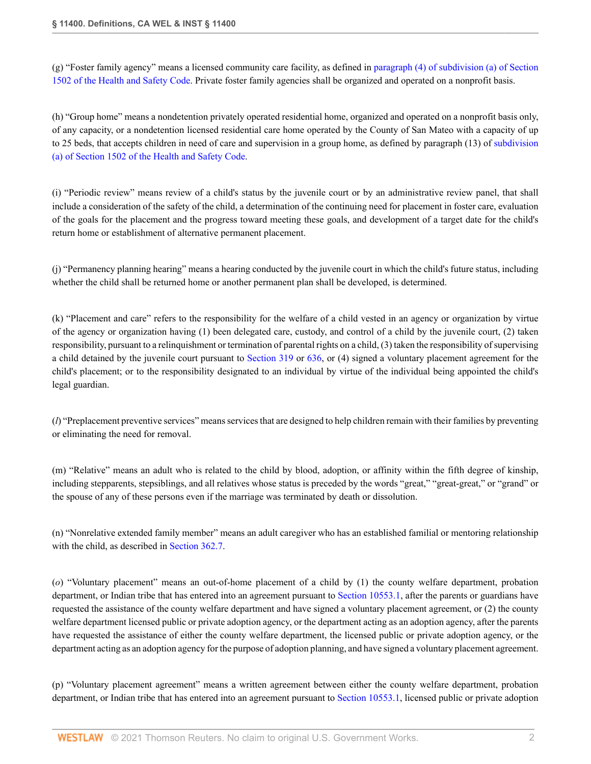(g) “Foster family agency” means a licensed community care facility, as defined in paragraph (4) of subdivision (a) of Section 1502 of the Health and Safety Code. Private foster family agencies shall be organized and operated on a nonprofit basis.

(h) “Group home” means a nondetention privately operated residential home, organized and operated on a nonprofit basis only, of any capacity, or a nondetention licensed residential care home operated by the County of San Mateo with a capacity of up to 25 beds, that accepts children in need of care and supervision in a group home, as defined by paragraph (13) of subdivision (a) of Section 1502 of the Health and Safety Code.

(i) “Periodic review” means review of a child's status by the juvenile court or by an administrative review panel, that shall include a consideration of the safety of the child, a determination of the continuing need for placement in foster care, evaluation of the goals for the placement and the progress toward meeting these goals, and development of a target date for the child's return home or establishment of alternative permanent placement.

(j) “Permanency planning hearing” means a hearing conducted by the juvenile court in which the child's future status, including whether the child shall be returned home or another permanent plan shall be developed, is determined.

(k) “Placement and care” refers to the responsibility for the welfare of a child vested in an agency or organization by virtue of the agency or organization having (1) been delegated care, custody, and control of a child by the juvenile court, (2) taken responsibility, pursuant to a relinquishment or termination of parental rights on a child, (3) taken the responsibility of supervising a child detained by the juvenile court pursuant to Section 319 or 636, or (4) signed a voluntary placement agreement for the child's placement; or to the responsibility designated to an individual by virtue of the individual being appointed the child's legal guardian.

(*l*) “Preplacement preventive services” means services that are designed to help children remain with their families by preventing or eliminating the need for removal.

(m) “Relative” means an adult who is related to the child by blood, adoption, or affinity within the fifth degree of kinship, including stepparents, stepsiblings, and all relatives whose status is preceded by the words “great,” “great-great,” or “grand” or the spouse of any of these persons even if the marriage was terminated by death or dissolution.

(n) “Nonrelative extended family member” means an adult caregiver who has an established familial or mentoring relationship with the child, as described in Section 362.7.

(*o*) “Voluntary placement” means an out-of-home placement of a child by (1) the county welfare department, probation department, or Indian tribe that has entered into an agreement pursuant to Section 10553.1, after the parents or guardians have requested the assistance of the county welfare department and have signed a voluntary placement agreement, or (2) the county welfare department licensed public or private adoption agency, or the department acting as an adoption agency, after the parents have requested the assistance of either the county welfare department, the licensed public or private adoption agency, or the department acting as an adoption agency for the purpose of adoption planning, and have signed a voluntary placement agreement.

(p) “Voluntary placement agreement” means a written agreement between either the county welfare department, probation department, or Indian tribe that has entered into an agreement pursuant to Section 10553.1, licensed public or private adoption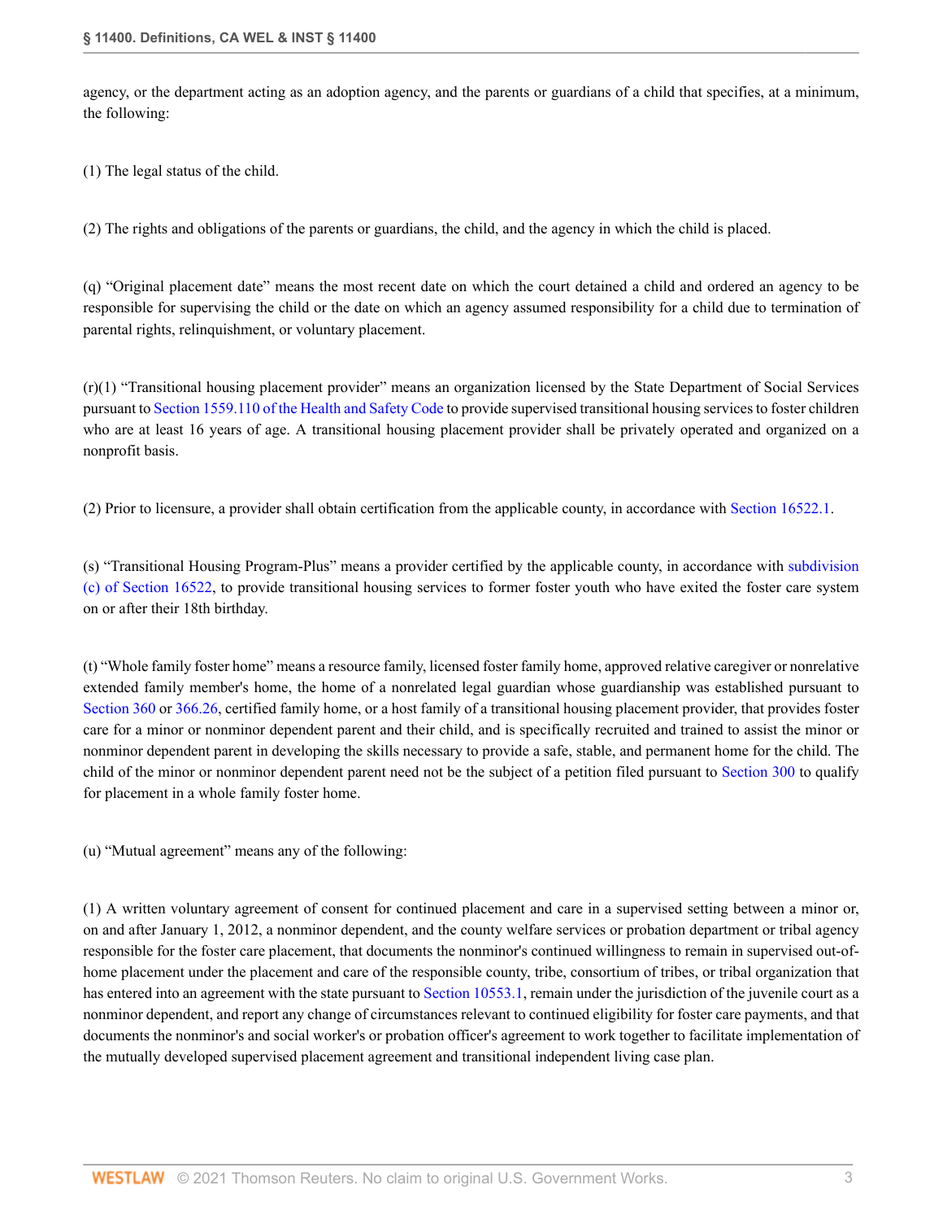agency, or the department acting as an adoption agency, and the parents or guardians of a child that specifies, at a minimum, the following:

(1) The legal status of the child.

(2) The rights and obligations of the parents or guardians, the child, and the agency in which the child is placed.

(q) "Original placement date" means the most recent date on which the court detained a child and ordered an agency to be responsible for supervising the child or the date on which an agency assumed responsibility for a child due to termination of parental rights, relinquishment, or voluntary placement.

(r)(1) "Transitional housing placement provider" means an organization licensed by the State Department of Social Services pursuant to Section 1559.110 of the Health and Safety Code to provide supervised transitional housing services to foster children who are at least 16 years of age. A transitional housing placement provider shall be privately operated and organized on a nonprofit basis.

(2) Prior to licensure, a provider shall obtain certification from the applicable county, in accordance with Section 16522.1.

(s) "Transitional Housing Program-Plus" means a provider certified by the applicable county, in accordance with subdivision (c) of Section 16522, to provide transitional housing services to former foster youth who have exited the foster care system on or after their 18th birthday.

(t) "Whole family foster home" means a resource family, licensed foster family home, approved relative caregiver or nonrelative extended family member's home, the home of a nonrelated legal guardian whose guardianship was established pursuant to Section 360 or 366.26, certified family home, or a host family of a transitional housing placement provider, that provides foster care for a minor or nonminor dependent parent and their child, and is specifically recruited and trained to assist the minor or nonminor dependent parent in developing the skills necessary to provide a safe, stable, and permanent home for the child. The child of the minor or nonminor dependent parent need not be the subject of a petition filed pursuant to Section 300 to qualify for placement in a whole family foster home.

(u) "Mutual agreement" means any of the following:

(1) A written voluntary agreement of consent for continued placement and care in a supervised setting between a minor or, on and after January 1, 2012, a nonminor dependent, and the county welfare services or probation department or tribal agency responsible for the foster care placement, that documents the nonminor's continued willingness to remain in supervised out-of-home placement under the placement and care of the responsible county, tribe, consortium of tribes, or tribal organization that has entered into an agreement with the state pursuant to Section 10553.1, remain under the jurisdiction of the juvenile court as a nonminor dependent, and report any change of circumstances relevant to continued eligibility for foster care payments, and that documents the nonminor's and social worker's or probation officer's agreement to work together to facilitate implementation of the mutually developed supervised placement agreement and transitional independent living case plan.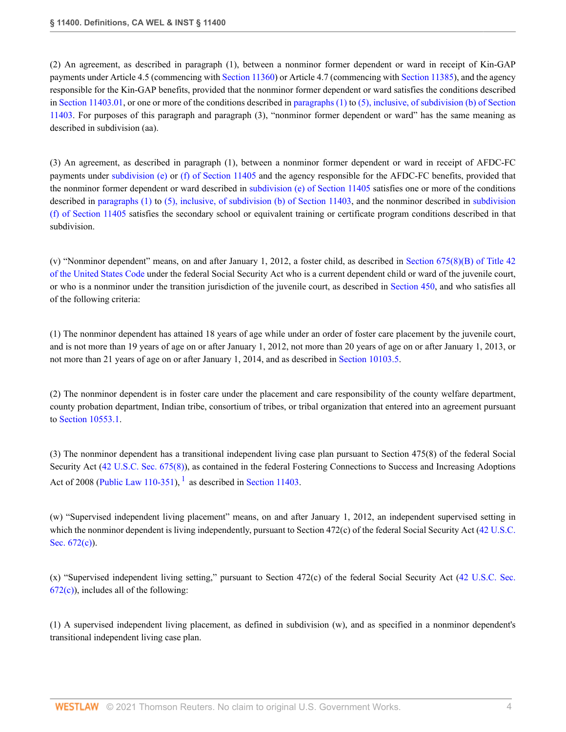(2) An agreement, as described in paragraph (1), between a nonminor former dependent or ward in receipt of Kin-GAP payments under Article 4.5 (commencing with Section 11360) or Article 4.7 (commencing with Section 11385), and the agency responsible for the Kin-GAP benefits, provided that the nonminor former dependent or ward satisfies the conditions described in Section 11403.01, or one or more of the conditions described in paragraphs (1) to (5), inclusive, of subdivision (b) of Section 11403. For purposes of this paragraph and paragraph (3), "nonminor former dependent or ward" has the same meaning as described in subdivision (aa).

(3) An agreement, as described in paragraph (1), between a nonminor former dependent or ward in receipt of AFDC-FC payments under subdivision (e) or (f) of Section 11405 and the agency responsible for the AFDC-FC benefits, provided that the nonminor former dependent or ward described in subdivision (e) of Section 11405 satisfies one or more of the conditions described in paragraphs (1) to (5), inclusive, of subdivision (b) of Section 11403, and the nonminor described in subdivision (f) of Section 11405 satisfies the secondary school or equivalent training or certificate program conditions described in that subdivision.

(v) "Nonminor dependent" means, on and after January 1, 2012, a foster child, as described in Section 675(8)(B) of Title 42 of the United States Code under the federal Social Security Act who is a current dependent child or ward of the juvenile court, or who is a nonminor under the transition jurisdiction of the juvenile court, as described in Section 450, and who satisfies all of the following criteria:

(1) The nonminor dependent has attained 18 years of age while under an order of foster care placement by the juvenile court, and is not more than 19 years of age on or after January 1, 2012, not more than 20 years of age on or after January 1, 2013, or not more than 21 years of age on or after January 1, 2014, and as described in Section 10103.5.

(2) The nonminor dependent is in foster care under the placement and care responsibility of the county welfare department, county probation department, Indian tribe, consortium of tribes, or tribal organization that entered into an agreement pursuant to Section 10553.1.

(3) The nonminor dependent has a transitional independent living case plan pursuant to Section 475(8) of the federal Social Security Act (42 U.S.C. Sec. 675(8)), as contained in the federal Fostering Connections to Success and Increasing Adoptions Act of 2008 (Public Law 110-351), [1] as described in Section 11403.

(w) "Supervised independent living placement" means, on and after January 1, 2012, an independent supervised setting in which the nonminor dependent is living independently, pursuant to Section 472(c) of the federal Social Security Act (42 U.S.C. Sec. 672(c)).

(x) "Supervised independent living setting," pursuant to Section 472(c) of the federal Social Security Act (42 U.S.C. Sec. 672(c)), includes all of the following:

(1) A supervised independent living placement, as defined in subdivision (w), and as specified in a nonminor dependent's transitional independent living case plan.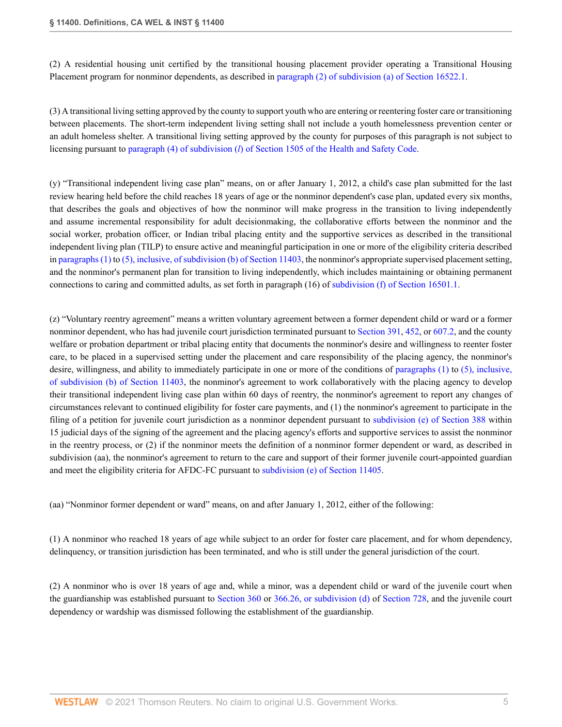(2) A residential housing unit certified by the transitional housing placement provider operating a Transitional Housing Placement program for nonminor dependents, as described in paragraph (2) of subdivision (a) of Section 16522.1.

(3) A transitional living setting approved by the county to support youth who are entering or reentering foster care or transitioning between placements. The short-term independent living setting shall not include a youth homelessness prevention center or an adult homeless shelter. A transitional living setting approved by the county for purposes of this paragraph is not subject to licensing pursuant to paragraph (4) of subdivision (*l*) of Section 1505 of the Health and Safety Code.

(y) "Transitional independent living case plan" means, on or after January 1, 2012, a child's case plan submitted for the last review hearing held before the child reaches 18 years of age or the nonminor dependent's case plan, updated every six months, that describes the goals and objectives of how the nonminor will make progress in the transition to living independently and assume incremental responsibility for adult decisionmaking, the collaborative efforts between the nonminor and the social worker, probation officer, or Indian tribal placing entity and the supportive services as described in the transitional independent living plan (TILP) to ensure active and meaningful participation in one or more of the eligibility criteria described in paragraphs (1) to (5), inclusive, of subdivision (b) of Section 11403, the nonminor's appropriate supervised placement setting, and the nonminor's permanent plan for transition to living independently, which includes maintaining or obtaining permanent connections to caring and committed adults, as set forth in paragraph (16) of subdivision (f) of Section 16501.1.

(z) "Voluntary reentry agreement" means a written voluntary agreement between a former dependent child or ward or a former nonminor dependent, who has had juvenile court jurisdiction terminated pursuant to Section 391, 452, or 607.2, and the county welfare or probation department or tribal placing entity that documents the nonminor's desire and willingness to reenter foster care, to be placed in a supervised setting under the placement and care responsibility of the placing agency, the nonminor's desire, willingness, and ability to immediately participate in one or more of the conditions of paragraphs (1) to (5), inclusive, of subdivision (b) of Section 11403, the nonminor's agreement to work collaboratively with the placing agency to develop their transitional independent living case plan within 60 days of reentry, the nonminor's agreement to report any changes of circumstances relevant to continued eligibility for foster care payments, and (1) the nonminor's agreement to participate in the filing of a petition for juvenile court jurisdiction as a nonminor dependent pursuant to subdivision (e) of Section 388 within 15 judicial days of the signing of the agreement and the placing agency's efforts and supportive services to assist the nonminor in the reentry process, or (2) if the nonminor meets the definition of a nonminor former dependent or ward, as described in subdivision (aa), the nonminor's agreement to return to the care and support of their former juvenile court-appointed guardian and meet the eligibility criteria for AFDC-FC pursuant to subdivision (e) of Section 11405.

(aa) "Nonminor former dependent or ward" means, on and after January 1, 2012, either of the following:

(1) A nonminor who reached 18 years of age while subject to an order for foster care placement, and for whom dependency, delinquency, or transition jurisdiction has been terminated, and who is still under the general jurisdiction of the court.

(2) A nonminor who is over 18 years of age and, while a minor, was a dependent child or ward of the juvenile court when the guardianship was established pursuant to Section 360 or 366.26, or subdivision (d) of Section 728, and the juvenile court dependency or wardship was dismissed following the establishment of the guardianship.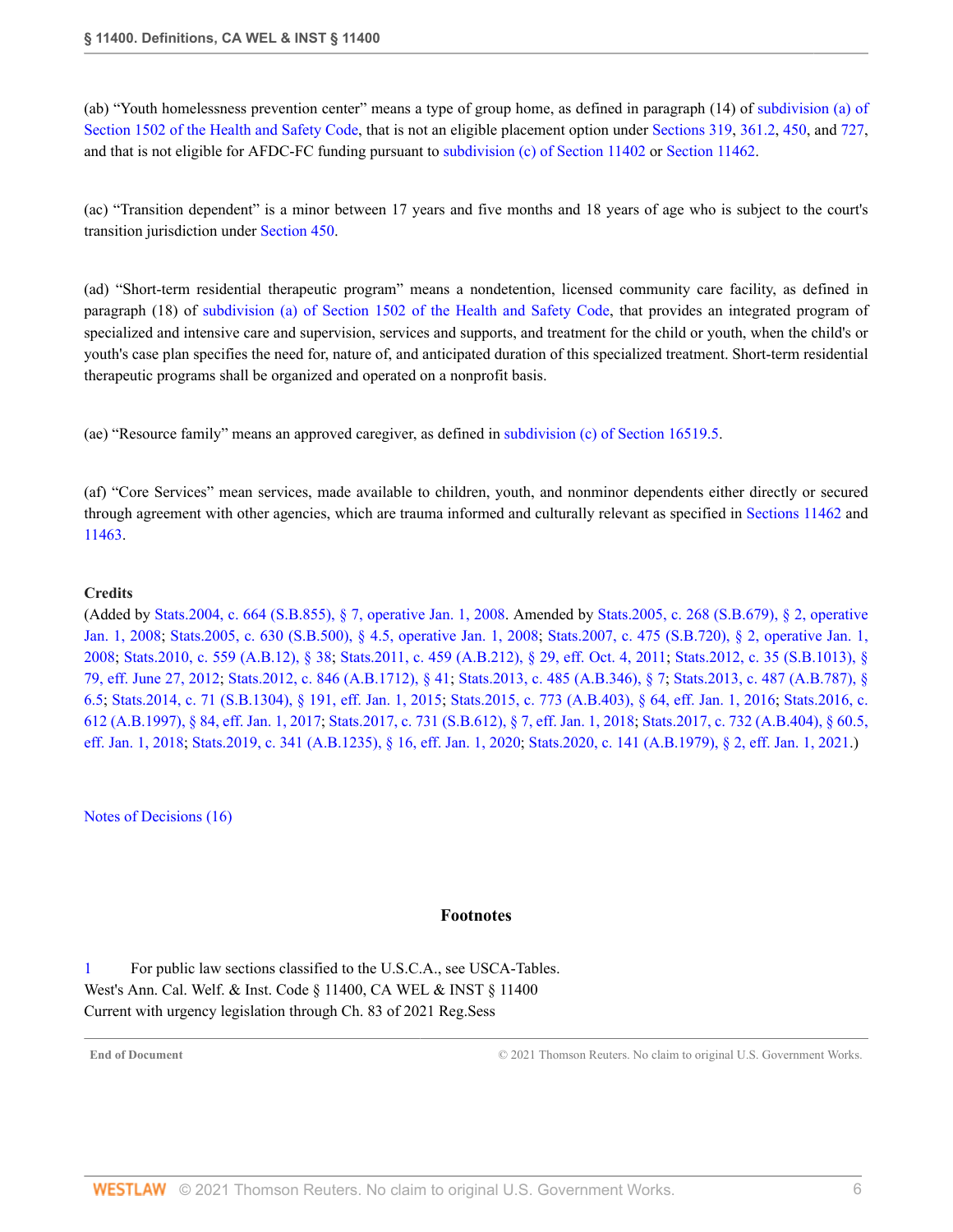(ab) "Youth homelessness prevention center" means a type of group home, as defined in paragraph (14) of subdivision (a) of Section 1502 of the Health and Safety Code, that is not an eligible placement option under Sections 319, 361.2, 450, and 727, and that is not eligible for AFDC-FC funding pursuant to subdivision (c) of Section 11402 or Section 11462.

(ac) "Transition dependent" is a minor between 17 years and five months and 18 years of age who is subject to the court's transition jurisdiction under Section 450.

(ad) "Short-term residential therapeutic program" means a nondetention, licensed community care facility, as defined in paragraph (18) of subdivision (a) of Section 1502 of the Health and Safety Code, that provides an integrated program of specialized and intensive care and supervision, services and supports, and treatment for the child or youth, when the child's or youth's case plan specifies the need for, nature of, and anticipated duration of this specialized treatment. Short-term residential therapeutic programs shall be organized and operated on a nonprofit basis.

(ae) "Resource family" means an approved caregiver, as defined in subdivision (c) of Section 16519.5.

(af) "Core Services" mean services, made available to children, youth, and nonminor dependents either directly or secured through agreement with other agencies, which are trauma informed and culturally relevant as specified in Sections 11462 and 11463.

**Credits**

(Added by Stats.2004, c. 664 (S.B.855), § 7, operative Jan. 1, 2008. Amended by Stats.2005, c. 268 (S.B.679), § 2, operative Jan. 1, 2008; Stats.2005, c. 630 (S.B.500), § 4.5, operative Jan. 1, 2008; Stats.2007, c. 475 (S.B.720), § 2, operative Jan. 1, 2008; Stats.2010, c. 559 (A.B.12), § 38; Stats.2011, c. 459 (A.B.212), § 29, eff. Oct. 4, 2011; Stats.2012, c. 35 (S.B.1013), § 79, eff. June 27, 2012; Stats.2012, c. 846 (A.B.1712), § 41; Stats.2013, c. 485 (A.B.346), § 7; Stats.2013, c. 487 (A.B.787), § 6.5; Stats.2014, c. 71 (S.B.1304), § 191, eff. Jan. 1, 2015; Stats.2015, c. 773 (A.B.403), § 64, eff. Jan. 1, 2016; Stats.2016, c. 612 (A.B.1997), § 84, eff. Jan. 1, 2017; Stats.2017, c. 731 (S.B.612), § 7, eff. Jan. 1, 2018; Stats.2017, c. 732 (A.B.404), § 60.5, eff. Jan. 1, 2018; Stats.2019, c. 341 (A.B.1235), § 16, eff. Jan. 1, 2020; Stats.2020, c. 141 (A.B.1979), § 2, eff. Jan. 1, 2021.)

Notes of Decisions (16)

**Footnotes**

1 For public law sections classified to the U.S.C.A., see USCA-Tables.

West's Ann. Cal. Welf. & Inst. Code § 11400, CA WEL & INST § 11400
Current with urgency legislation through Ch. 83 of 2021 Reg.Sess

**End of Document** © 2021 Thomson Reuters. No claim to original U.S. Government Works.